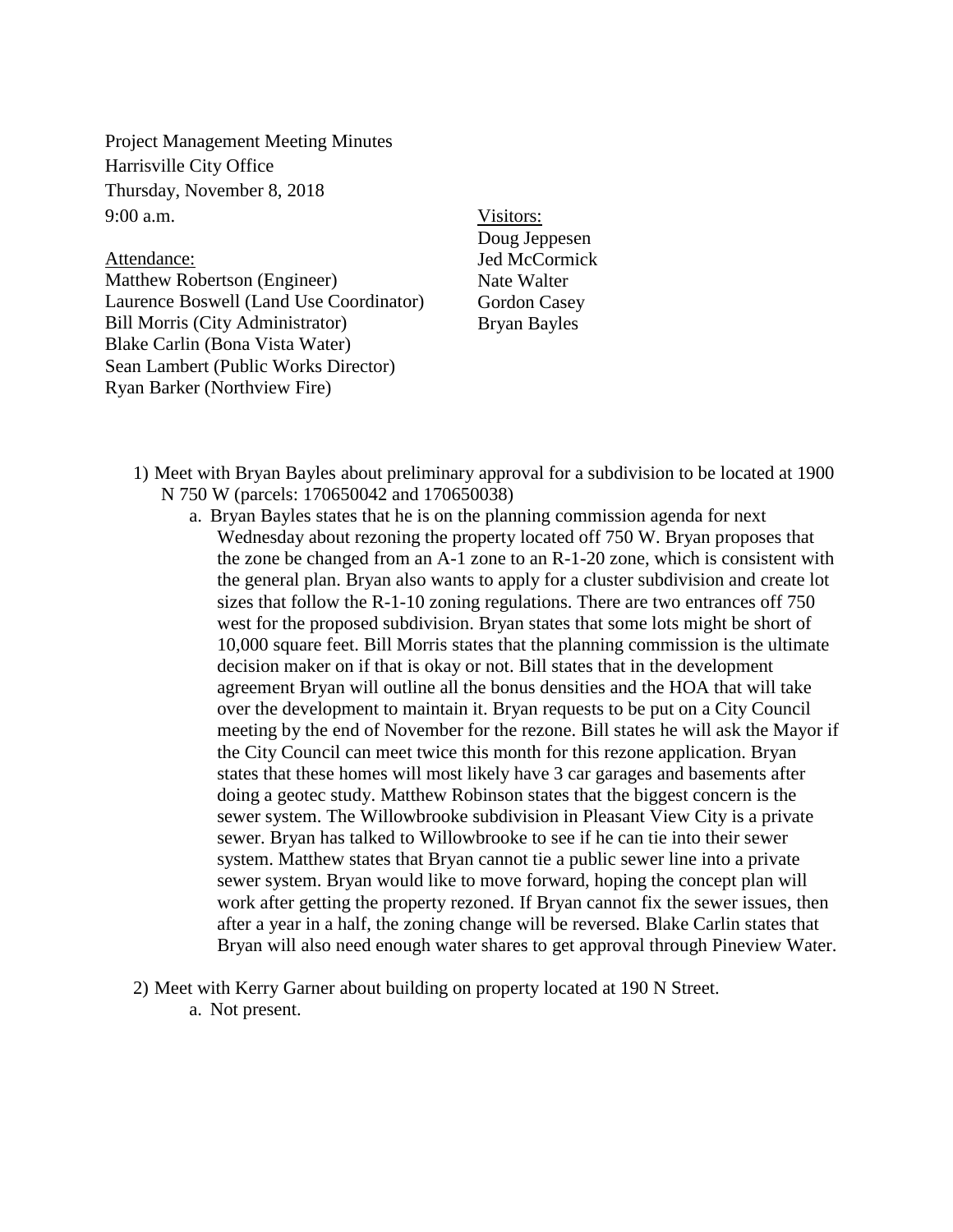Project Management Meeting Minutes
Harrisville City Office
Thursday, November 8, 2018
9:00 a.m.

Attendance:
Matthew Robertson (Engineer)
Laurence Boswell (Land Use Coordinator)
Bill Morris (City Administrator)
Blake Carlin (Bona Vista Water)
Sean Lambert (Public Works Director)
Ryan Barker (Northview Fire)

Visitors:
Doug Jeppesen
Jed McCormick
Nate Walter
Gordon Casey
Bryan Bayles

1) Meet with Bryan Bayles about preliminary approval for a subdivision to be located at 1900 N 750 W (parcels: 170650042 and 170650038)
   a. Bryan Bayles states that he is on the planning commission agenda for next Wednesday about rezoning the property located off 750 W. Bryan proposes that the zone be changed from an A-1 zone to an R-1-20 zone, which is consistent with the general plan. Bryan also wants to apply for a cluster subdivision and create lot sizes that follow the R-1-10 zoning regulations. There are two entrances off 750 west for the proposed subdivision. Bryan states that some lots might be short of 10,000 square feet. Bill Morris states that the planning commission is the ultimate decision maker on if that is okay or not. Bill states that in the development agreement Bryan will outline all the bonus densities and the HOA that will take over the development to maintain it. Bryan requests to be put on a City Council meeting by the end of November for the rezone. Bill states he will ask the Mayor if the City Council can meet twice this month for this rezone application. Bryan states that these homes will most likely have 3 car garages and basements after doing a geotec study. Matthew Robinson states that the biggest concern is the sewer system. The Willowbrooke subdivision in Pleasant View City is a private sewer. Bryan has talked to Willowbrooke to see if he can tie into their sewer system. Matthew states that Bryan cannot tie a public sewer line into a private sewer system. Bryan would like to move forward, hoping the concept plan will work after getting the property rezoned. If Bryan cannot fix the sewer issues, then after a year in a half, the zoning change will be reversed. Blake Carlin states that Bryan will also need enough water shares to get approval through Pineview Water.

2) Meet with Kerry Garner about building on property located at 190 N Street.
   a. Not present.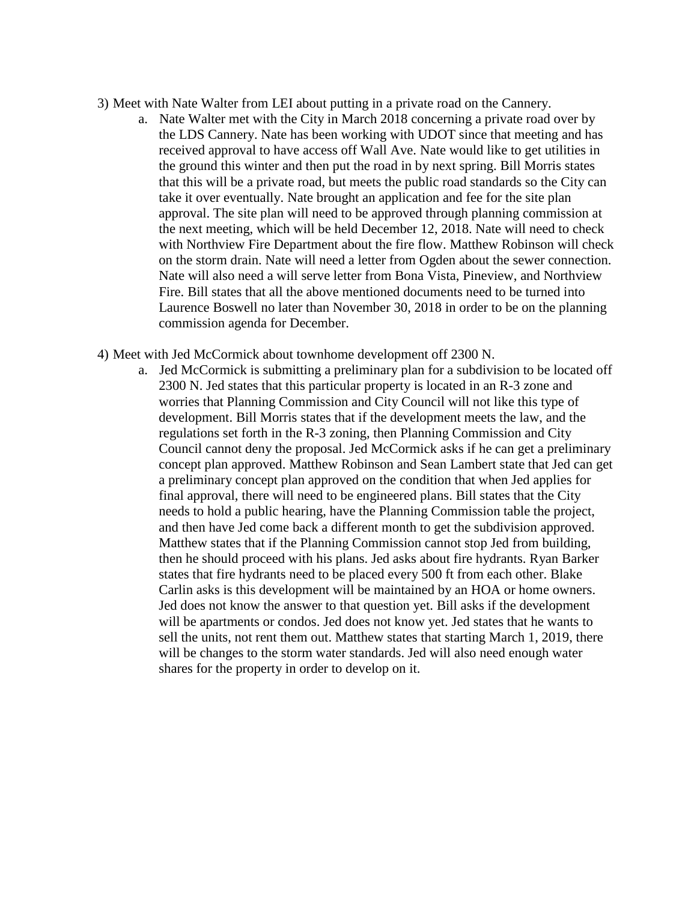3) Meet with Nate Walter from LEI about putting in a private road on the Cannery.
    a. Nate Walter met with the City in March 2018 concerning a private road over by the LDS Cannery. Nate has been working with UDOT since that meeting and has received approval to have access off Wall Ave. Nate would like to get utilities in the ground this winter and then put the road in by next spring. Bill Morris states that this will be a private road, but meets the public road standards so the City can take it over eventually. Nate brought an application and fee for the site plan approval. The site plan will need to be approved through planning commission at the next meeting, which will be held December 12, 2018. Nate will need to check with Northview Fire Department about the fire flow. Matthew Robinson will check on the storm drain. Nate will need a letter from Ogden about the sewer connection. Nate will also need a will serve letter from Bona Vista, Pineview, and Northview Fire. Bill states that all the above mentioned documents need to be turned into Laurence Boswell no later than November 30, 2018 in order to be on the planning commission agenda for December.

4) Meet with Jed McCormick about townhome development off 2300 N.
    a. Jed McCormick is submitting a preliminary plan for a subdivision to be located off 2300 N. Jed states that this particular property is located in an R-3 zone and worries that Planning Commission and City Council will not like this type of development. Bill Morris states that if the development meets the law, and the regulations set forth in the R-3 zoning, then Planning Commission and City Council cannot deny the proposal. Jed McCormick asks if he can get a preliminary concept plan approved. Matthew Robinson and Sean Lambert state that Jed can get a preliminary concept plan approved on the condition that when Jed applies for final approval, there will need to be engineered plans. Bill states that the City needs to hold a public hearing, have the Planning Commission table the project, and then have Jed come back a different month to get the subdivision approved. Matthew states that if the Planning Commission cannot stop Jed from building, then he should proceed with his plans. Jed asks about fire hydrants. Ryan Barker states that fire hydrants need to be placed every 500 ft from each other. Blake Carlin asks is this development will be maintained by an HOA or home owners. Jed does not know the answer to that question yet. Bill asks if the development will be apartments or condos. Jed does not know yet. Jed states that he wants to sell the units, not rent them out. Matthew states that starting March 1, 2019, there will be changes to the storm water standards. Jed will also need enough water shares for the property in order to develop on it.